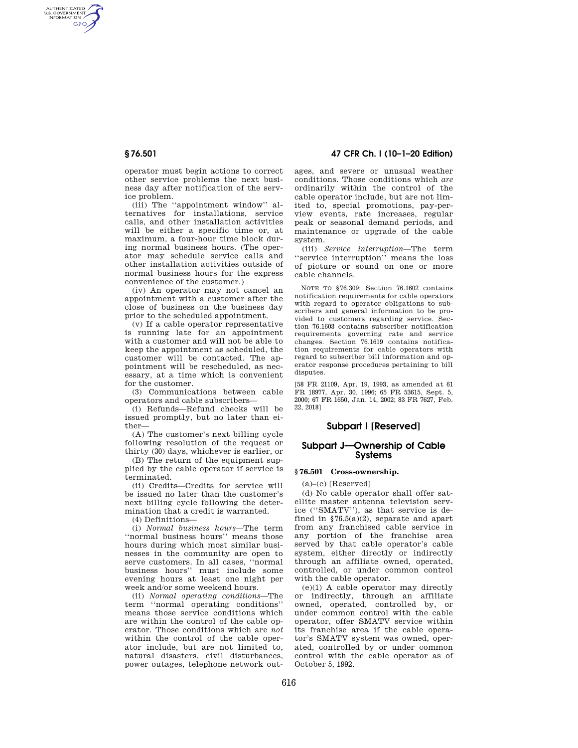operator must begin actions to correct other service problems the next business day after notification of the service problem.

(iii) The "appointment window" alternatives for installations, service calls, and other installation activities will be either a specific time or, at maximum, a four-hour time block during normal business hours. (The operator may schedule service calls and other installation activities outside of normal business hours for the express convenience of the customer.)

(iv) An operator may not cancel an appointment with a customer after the close of business on the business day prior to the scheduled appointment.

(v) If a cable operator representative is running late for an appointment with a customer and will not be able to keep the appointment as scheduled, the customer will be contacted. The appointment will be rescheduled, as necessary, at a time which is convenient for the customer.

(3) Communications between cable operators and cable subscribers—

(i) Refunds—Refund checks will be issued promptly, but no later than either—

(A) The customer's next billing cycle following resolution of the request or thirty (30) days, whichever is earlier, or

(B) The return of the equipment supplied by the cable operator if service is terminated.

(ii) Credits—Credits for service will be issued no later than the customer's next billing cycle following the determination that a credit is warranted.

(4) Definitions—

(i) *Normal business hours*—The term "normal business hours" means those hours during which most similar businesses in the community are open to serve customers. In all cases, "normal business hours" must include some evening hours at least one night per week and/or some weekend hours.

(ii) *Normal operating conditions*—The term "normal operating conditions" means those service conditions which are within the control of the cable operator. Those conditions which are *not* within the control of the cable operator include, but are not limited to, natural disasters, civil disturbances, power outages, telephone network outages, and severe or unusual weather conditions. Those conditions which *are* ordinarily within the control of the cable operator include, but are not limited to, special promotions, pay-per-view events, rate increases, regular peak or seasonal demand periods, and maintenance or upgrade of the cable system.

(iii) *Service interruption*—The term "service interruption" means the loss of picture or sound on one or more cable channels.

NOTE TO §76.309: Section 76.1602 contains notification requirements for cable operators with regard to operator obligations to subscribers and general information to be provided to customers regarding service. Section 76.1603 contains subscriber notification requirements governing rate and service changes. Section 76.1619 contains notification requirements for cable operators with regard to subscriber bill information and operator response procedures pertaining to bill disputes.

[58 FR 21109, Apr. 19, 1993, as amended at 61 FR 18977, Apr. 30, 1996; 65 FR 53615, Sept. 5, 2000; 67 FR 1650, Jan. 14, 2002; 83 FR 7627, Feb. 22, 2018]

## Subpart I [Reserved]

## Subpart J—Ownership of Cable Systems

### § 76.501 Cross-ownership.

(a)–(c) [Reserved]

(d) No cable operator shall offer satellite master antenna television service ("SMATV"), as that service is defined in §76.5(a)(2), separate and apart from any franchised cable service in any portion of the franchise area served by that cable operator's cable system, either directly or indirectly through an affiliate owned, operated, controlled, or under common control with the cable operator.

(e)(1) A cable operator may directly or indirectly, through an affiliate owned, operated, controlled by, or under common control with the cable operator, offer SMATV service within its franchise area if the cable operator's SMATV system was owned, operated, controlled by or under common control with the cable operator as of October 5, 1992.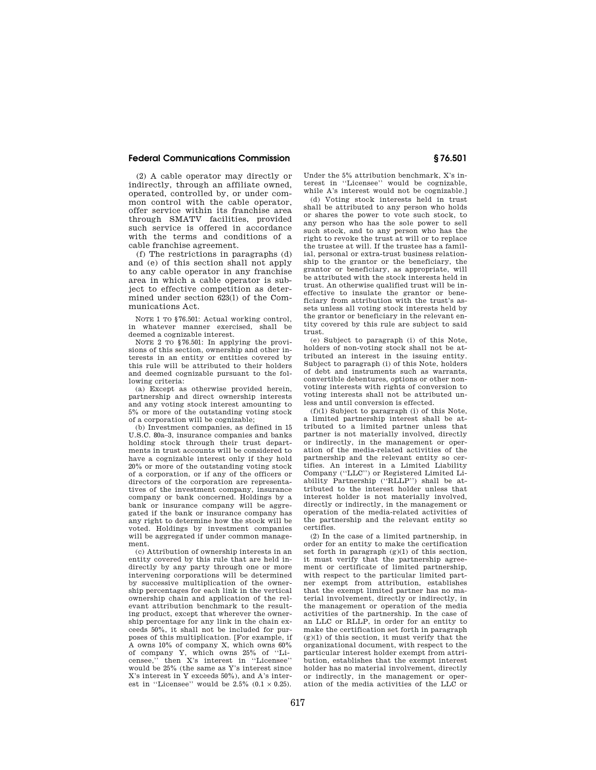(2) A cable operator may directly or indirectly, through an affiliate owned, operated, controlled by, or under common control with the cable operator, offer service within its franchise area through SMATV facilities, provided such service is offered in accordance with the terms and conditions of a cable franchise agreement.

(f) The restrictions in paragraphs (d) and (e) of this section shall not apply to any cable operator in any franchise area in which a cable operator is subject to effective competition as determined under section 623(l) of the Communications Act.

NOTE 1 TO §76.501: Actual working control, in whatever manner exercised, shall be deemed a cognizable interest.

NOTE 2 TO §76.501: In applying the provisions of this section, ownership and other interests in an entity or entities covered by this rule will be attributed to their holders and deemed cognizable pursuant to the following criteria:

(a) Except as otherwise provided herein, partnership and direct ownership interests and any voting stock interest amounting to 5% or more of the outstanding voting stock of a corporation will be cognizable;

(b) Investment companies, as defined in 15 U.S.C. 80a–3, insurance companies and banks holding stock through their trust departments in trust accounts will be considered to have a cognizable interest only if they hold 20% or more of the outstanding voting stock of a corporation, or if any of the officers or directors of the corporation are representatives of the investment company, insurance company or bank concerned. Holdings by a bank or insurance company will be aggregated if the bank or insurance company has any right to determine how the stock will be voted. Holdings by investment companies will be aggregated if under common management.

(c) Attribution of ownership interests in an entity covered by this rule that are held indirectly by any party through one or more intervening corporations will be determined by successive multiplication of the ownership percentages for each link in the vertical ownership chain and application of the relevant attribution benchmark to the resulting product, except that wherever the ownership percentage for any link in the chain exceeds 50%, it shall not be included for purposes of this multiplication. [For example, if A owns 10% of company X, which owns 60% of company Y, which owns 25% of "Licensee," then X's interest in "Licensee" would be 25% (the same as Y's interest since X's interest in Y exceeds 50%), and A's interest in "Licensee" would be 2.5% ($0.1 \times 0.25$). Under the 5% attribution benchmark, X's interest in "Licensee" would be cognizable, while A's interest would not be cognizable.]

(d) Voting stock interests held in trust shall be attributed to any person who holds or shares the power to vote such stock, to any person who has the sole power to sell such stock, and to any person who has the right to revoke the trust at will or to replace the trustee at will. If the trustee has a familial, personal or extra-trust business relationship to the grantor or the beneficiary, the grantor or beneficiary, as appropriate, will be attributed with the stock interests held in trust. An otherwise qualified trust will be ineffective to insulate the grantor or beneficiary from attribution with the trust's assets unless all voting stock interests held by the grantor or beneficiary in the relevant entity covered by this rule are subject to said trust.

(e) Subject to paragraph (i) of this Note, holders of non-voting stock shall not be attributed an interest in the issuing entity. Subject to paragraph (i) of this Note, holders of debt and instruments such as warrants, convertible debentures, options or other non-voting interests with rights of conversion to voting interests shall not be attributed unless and until conversion is effected.

(f)(1) Subject to paragraph (i) of this Note, a limited partnership interest shall be attributed to a limited partner unless that partner is not materially involved, directly or indirectly, in the management or operation of the media-related activities of the partnership and the relevant entity so certifies. An interest in a Limited Liability Company ("LLC") or Registered Limited Liability Partnership ("RLLP") shall be attributed to the interest holder unless that interest holder is not materially involved, directly or indirectly, in the management or operation of the media-related activities of the partnership and the relevant entity so certifies.

(2) In the case of a limited partnership, in order for an entity to make the certification set forth in paragraph (g)(1) of this section, it must verify that the partnership agreement or certificate of limited partnership, with respect to the particular limited partner exempt from attribution, establishes that the exempt limited partner has no material involvement, directly or indirectly, in the management or operation of the media activities of the partnership. In the case of an LLC or RLLP, in order for an entity to make the certification set forth in paragraph (g)(1) of this section, it must verify that the organizational document, with respect to the particular interest holder exempt from attribution, establishes that the exempt interest holder has no material involvement, directly or indirectly, in the management or operation of the media activities of the LLC or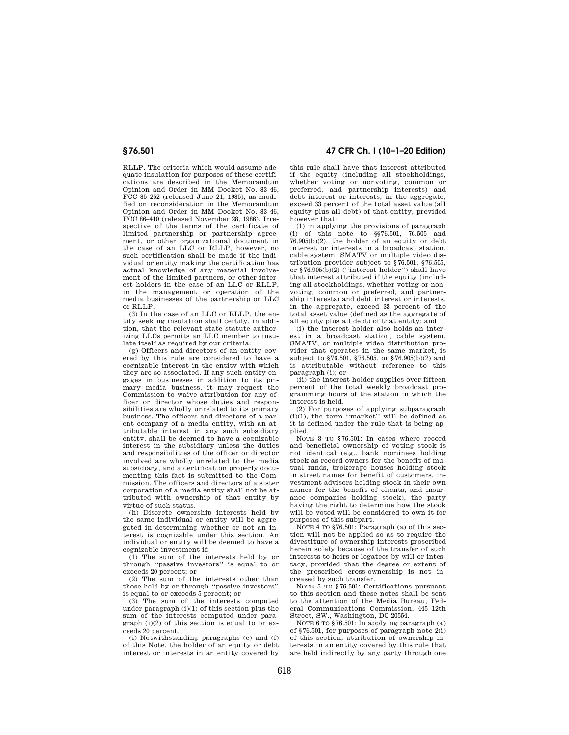RLLP. The criteria which would assume adequate insulation for purposes of these certifications are described in the Memorandum Opinion and Order in MM Docket No. 83–46, FCC 85–252 (released June 24, 1985), as modified on reconsideration in the Memorandum Opinion and Order in MM Docket No. 83–46, FCC 86–410 (released November 28, 1986). Irrespective of the terms of the certificate of limited partnership or partnership agreement, or other organizational document in the case of an LLC or RLLP, however, no such certification shall be made if the individual or entity making the certification has actual knowledge of any material involvement of the limited partners, or other interest holders in the case of an LLC or RLLP, in the management or operation of the media businesses of the partnership or LLC or RLLP.

(3) In the case of an LLC or RLLP, the entity seeking insulation shall certify, in addition, that the relevant state statute authorizing LLCs permits an LLC member to insulate itself as required by our criteria.

(g) Officers and directors of an entity covered by this rule are considered to have a cognizable interest in the entity with which they are so associated. If any such entity engages in businesses in addition to its primary media business, it may request the Commission to waive attribution for any officer or director whose duties and responsibilities are wholly unrelated to its primary business. The officers and directors of a parent company of a media entity, with an attributable interest in any such subsidiary entity, shall be deemed to have a cognizable interest in the subsidiary unless the duties and responsibilities of the officer or director involved are wholly unrelated to the media subsidiary, and a certification properly documenting this fact is submitted to the Commission. The officers and directors of a sister corporation of a media entity shall not be attributed with ownership of that entity by virtue of such status.

(h) Discrete ownership interests held by the same individual or entity will be aggregated in determining whether or not an interest is cognizable under this section. An individual or entity will be deemed to have a cognizable investment if:

(1) The sum of the interests held by or through "passive investors" is equal to or exceeds 20 percent; or

(2) The sum of the interests other than those held by or through "passive investors" is equal to or exceeds 5 percent; or

(3) The sum of the interests computed under paragraph (i)(1) of this section plus the sum of the interests computed under paragraph (i)(2) of this section is equal to or exceeds 20 percent.

(i) Notwithstanding paragraphs (e) and (f) of this Note, the holder of an equity or debt interest or interests in an entity covered by this rule shall have that interest attributed if the equity (including all stockholdings, whether voting or nonvoting, common or preferred, and partnership interests) and debt interest or interests, in the aggregate, exceed 33 percent of the total asset value (all equity plus all debt) of that entity, provided however that:

(1) in applying the provisions of paragraph (i) of this note to §§76.501, 76.505 and 76.905(b)(2), the holder of an equity or debt interest or interests in a broadcast station, cable system, SMATV or multiple video distribution provider subject to §76.501, §76.505, or §76.905(b)(2) ("interest holder") shall have that interest attributed if the equity (including all stockholdings, whether voting or nonvoting, common or preferred, and partnership interests) and debt interest or interests, in the aggregate, exceed 33 percent of the total asset value (defined as the aggregate of all equity plus all debt) of that entity; and

(i) the interest holder also holds an interest in a broadcast station, cable system, SMATV, or multiple video distribution provider that operates in the same market, is subject to §76.501, §76.505, or §76.905(b)(2) and is attributable without reference to this paragraph (i); or

(ii) the interest holder supplies over fifteen percent of the total weekly broadcast programming hours of the station in which the interest is held.

(2) For purposes of applying subparagraph (i)(1), the term "market" will be defined as it is defined under the rule that is being applied.

NOTE 3 TO §76.501: In cases where record and beneficial ownership of voting stock is not identical (e.g., bank nominees holding stock as record owners for the benefit of mutual funds, brokerage houses holding stock in street names for benefit of customers, investment advisors holding stock in their own names for the benefit of clients, and insurance companies holding stock), the party having the right to determine how the stock will be voted will be considered to own it for purposes of this subpart.

NOTE 4 TO §76.501: Paragraph (a) of this section will not be applied so as to require the divestiture of ownership interests proscribed herein solely because of the transfer of such interests to heirs or legatees by will or intestacy, provided that the degree or extent of the proscribed cross-ownership is not increased by such transfer.

NOTE 5 TO §76.501: Certifications pursuant to this section and these notes shall be sent to the attention of the Media Bureau, Federal Communications Commission, 445 12th Street, SW., Washington, DC 20554.

NOTE 6 TO §76.501: In applying paragraph (a) of §76.501, for purposes of paragraph note 2(i) of this section, attribution of ownership interests in an entity covered by this rule that are held indirectly by any party through one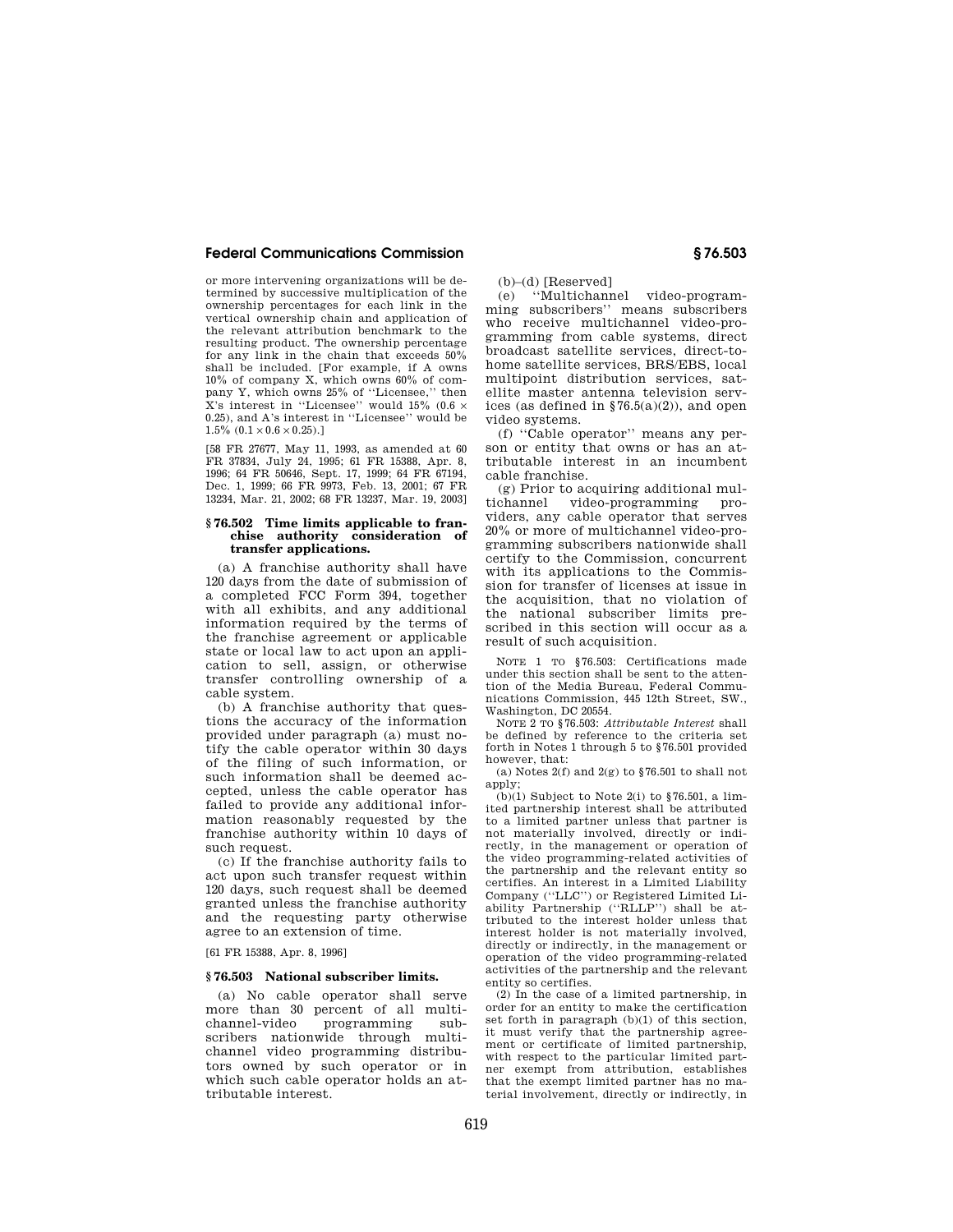or more intervening organizations will be determined by successive multiplication of the ownership percentages for each link in the vertical ownership chain and application of the relevant attribution benchmark to the resulting product. The ownership percentage for any link in the chain that exceeds 50% shall be included. [For example, if A owns 10% of company X, which owns 60% of company Y, which owns 25% of "Licensee," then X's interest in "Licensee" would 15% ($0.6 \times 0.25$), and A's interest in "Licensee" would be 1.5% ($0.1 \times 0.6 \times 0.25$).]

[58 FR 27677, May 11, 1993, as amended at 60 FR 37834, July 24, 1995; 61 FR 15388, Apr. 8, 1996; 64 FR 50646, Sept. 17, 1999; 64 FR 67194, Dec. 1, 1999; 66 FR 9973, Feb. 13, 2001; 67 FR 13234, Mar. 21, 2002; 68 FR 13237, Mar. 19, 2003]

### § 76.502 Time limits applicable to franchise authority consideration of transfer applications.

(a) A franchise authority shall have 120 days from the date of submission of a completed FCC Form 394, together with all exhibits, and any additional information required by the terms of the franchise agreement or applicable state or local law to act upon an application to sell, assign, or otherwise transfer controlling ownership of a cable system.

(b) A franchise authority that questions the accuracy of the information provided under paragraph (a) must notify the cable operator within 30 days of the filing of such information, or such information shall be deemed accepted, unless the cable operator has failed to provide any additional information reasonably requested by the franchise authority within 10 days of such request.

(c) If the franchise authority fails to act upon such transfer request within 120 days, such request shall be deemed granted unless the franchise authority and the requesting party otherwise agree to an extension of time.

[61 FR 15388, Apr. 8, 1996]

### § 76.503 National subscriber limits.

(a) No cable operator shall serve more than 30 percent of all multichannel-video programming subscribers nationwide through multichannel video programming distributors owned by such operator or in which such cable operator holds an attributable interest.

(b)–(d) [Reserved]

(e) "Multichannel video-programming subscribers" means subscribers who receive multichannel video-programming from cable systems, direct broadcast satellite services, direct-to-home satellite services, BRS/EBS, local multipoint distribution services, satellite master antenna television services (as defined in §76.5(a)(2)), and open video systems.

(f) "Cable operator" means any person or entity that owns or has an attributable interest in an incumbent cable franchise.

(g) Prior to acquiring additional multichannel video-programming providers, any cable operator that serves 20% or more of multichannel video-programming subscribers nationwide shall certify to the Commission, concurrent with its applications to the Commission for transfer of licenses at issue in the acquisition, that no violation of the national subscriber limits prescribed in this section will occur as a result of such acquisition.

NOTE 1 TO §76.503: Certifications made under this section shall be sent to the attention of the Media Bureau, Federal Communications Commission, 445 12th Street, SW., Washington, DC 20554.

NOTE 2 TO §76.503: *Attributable Interest* shall be defined by reference to the criteria set forth in Notes 1 through 5 to §76.501 provided however, that:

(a) Notes 2(f) and 2(g) to §76.501 to shall not apply;

(b)(1) Subject to Note 2(i) to §76.501, a limited partnership interest shall be attributed to a limited partner unless that partner is not materially involved, directly or indirectly, in the management or operation of the video programming-related activities of the partnership and the relevant entity so certifies. An interest in a Limited Liability Company ("LLC") or Registered Limited Liability Partnership ("RLLP") shall be attributed to the interest holder unless that interest holder is not materially involved, directly or indirectly, in the management or operation of the video programming-related activities of the partnership and the relevant entity so certifies.

(2) In the case of a limited partnership, in order for an entity to make the certification set forth in paragraph (b)(1) of this section, it must verify that the partnership agreement or certificate of limited partnership, with respect to the particular limited partner exempt from attribution, establishes that the exempt limited partner has no material involvement, directly or indirectly, in